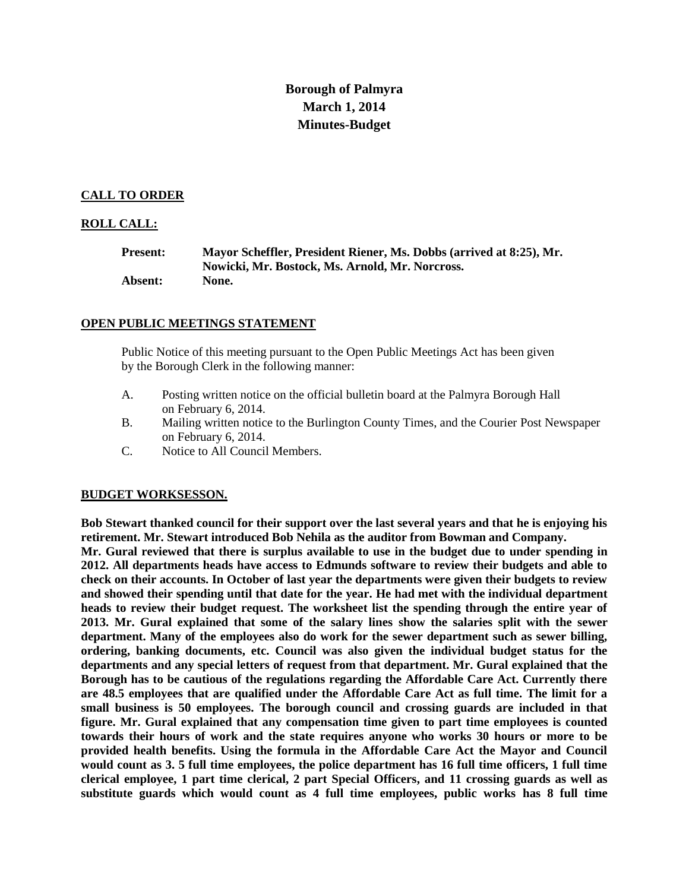# Borough of Palmyra
## March 1, 2014
## Minutes-Budget

**CALL TO ORDER**

**ROLL CALL:**

**Present:** Mayor Scheffler, President Riener, Ms. Dobbs (arrived at 8:25), Mr. Nowicki, Mr. Bostock, Ms. Arnold, Mr. Norcross.
**Absent:** None.

**OPEN PUBLIC MEETINGS STATEMENT**

Public Notice of this meeting pursuant to the Open Public Meetings Act has been given by the Borough Clerk in the following manner:

A. Posting written notice on the official bulletin board at the Palmyra Borough Hall on February 6, 2014.
B. Mailing written notice to the Burlington County Times, and the Courier Post Newspaper on February 6, 2014.
C. Notice to All Council Members.

**BUDGET WORKSESSON.**

**Bob Stewart thanked council for their support over the last several years and that he is enjoying his retirement. Mr. Stewart introduced Bob Nehila as the auditor from Bowman and Company.**
**Mr. Gural reviewed that there is surplus available to use in the budget due to under spending in 2012. All departments heads have access to Edmunds software to review their budgets and able to check on their accounts. In October of last year the departments were given their budgets to review and showed their spending until that date for the year. He had met with the individual department heads to review their budget request. The worksheet list the spending through the entire year of 2013. Mr. Gural explained that some of the salary lines show the salaries split with the sewer department. Many of the employees also do work for the sewer department such as sewer billing, ordering, banking documents, etc. Council was also given the individual budget status for the departments and any special letters of request from that department. Mr. Gural explained that the Borough has to be cautious of the regulations regarding the Affordable Care Act. Currently there are 48.5 employees that are qualified under the Affordable Care Act as full time. The limit for a small business is 50 employees. The borough council and crossing guards are included in that figure. Mr. Gural explained that any compensation time given to part time employees is counted towards their hours of work and the state requires anyone who works 30 hours or more to be provided health benefits. Using the formula in the Affordable Care Act the Mayor and Council would count as 3. 5 full time employees, the police department has 16 full time officers, 1 full time clerical employee, 1 part time clerical, 2 part Special Officers, and 11 crossing guards as well as substitute guards which would count as 4 full time employees, public works has 8 full time**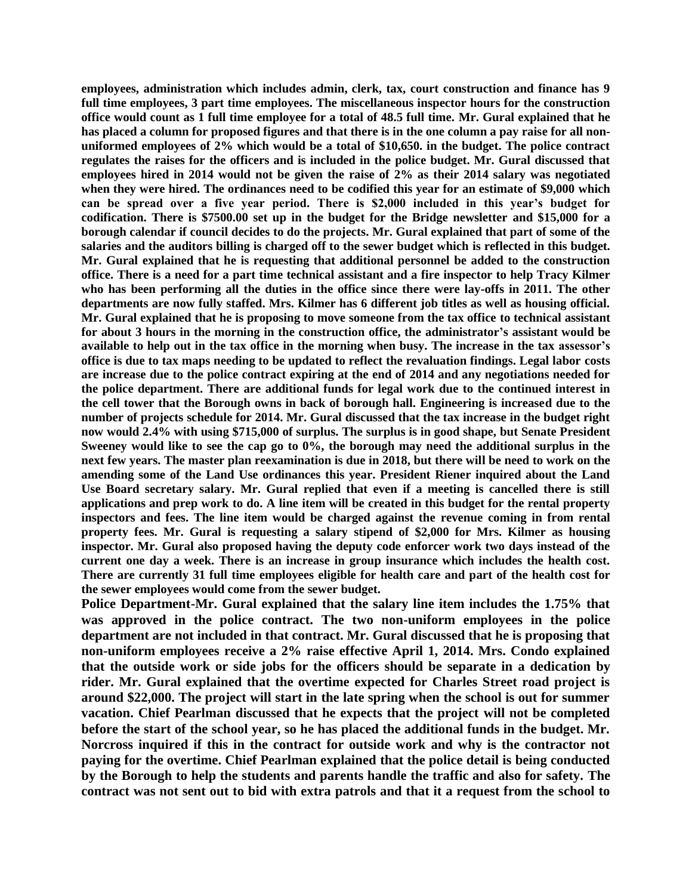**employees, administration which includes admin, clerk, tax, court construction and finance has 9 full time employees, 3 part time employees. The miscellaneous inspector hours for the construction office would count as 1 full time employee for a total of 48.5 full time. Mr. Gural explained that he has placed a column for proposed figures and that there is in the one column a pay raise for all non-uniformed employees of 2% which would be a total of $10,650. in the budget. The police contract regulates the raises for the officers and is included in the police budget. Mr. Gural discussed that employees hired in 2014 would not be given the raise of 2% as their 2014 salary was negotiated when they were hired. The ordinances need to be codified this year for an estimate of $9,000 which can be spread over a five year period. There is $2,000 included in this year's budget for codification. There is $7500.00 set up in the budget for the Bridge newsletter and $15,000 for a borough calendar if council decides to do the projects. Mr. Gural explained that part of some of the salaries and the auditors billing is charged off to the sewer budget which is reflected in this budget. Mr. Gural explained that he is requesting that additional personnel be added to the construction office. There is a need for a part time technical assistant and a fire inspector to help Tracy Kilmer who has been performing all the duties in the office since there were lay-offs in 2011. The other departments are now fully staffed. Mrs. Kilmer has 6 different job titles as well as housing official. Mr. Gural explained that he is proposing to move someone from the tax office to technical assistant for about 3 hours in the morning in the construction office, the administrator's assistant would be available to help out in the tax office in the morning when busy. The increase in the tax assessor's office is due to tax maps needing to be updated to reflect the revaluation findings. Legal labor costs are increase due to the police contract expiring at the end of 2014 and any negotiations needed for the police department. There are additional funds for legal work due to the continued interest in the cell tower that the Borough owns in back of borough hall. Engineering is increased due to the number of projects schedule for 2014. Mr. Gural discussed that the tax increase in the budget right now would 2.4% with using $715,000 of surplus. The surplus is in good shape, but Senate President Sweeney would like to see the cap go to 0%, the borough may need the additional surplus in the next few years. The master plan reexamination is due in 2018, but there will be need to work on the amending some of the Land Use ordinances this year. President Riener inquired about the Land Use Board secretary salary. Mr. Gural replied that even if a meeting is cancelled there is still applications and prep work to do. A line item will be created in this budget for the rental property inspectors and fees. The line item would be charged against the revenue coming in from rental property fees. Mr. Gural is requesting a salary stipend of $2,000 for Mrs. Kilmer as housing inspector. Mr. Gural also proposed having the deputy code enforcer work two days instead of the current one day a week. There is an increase in group insurance which includes the health cost. There are currently 31 full time employees eligible for health care and part of the health cost for the sewer employees would come from the sewer budget.**

**Police Department-Mr. Gural explained that the salary line item includes the 1.75% that was approved in the police contract. The two non-uniform employees in the police department are not included in that contract. Mr. Gural discussed that he is proposing that non-uniform employees receive a 2% raise effective April 1, 2014. Mrs. Condo explained that the outside work or side jobs for the officers should be separate in a dedication by rider. Mr. Gural explained that the overtime expected for Charles Street road project is around $22,000. The project will start in the late spring when the school is out for summer vacation. Chief Pearlman discussed that he expects that the project will not be completed before the start of the school year, so he has placed the additional funds in the budget. Mr. Norcross inquired if this in the contract for outside work and why is the contractor not paying for the overtime. Chief Pearlman explained that the police detail is being conducted by the Borough to help the students and parents handle the traffic and also for safety. The contract was not sent out to bid with extra patrols and that it a request from the school to**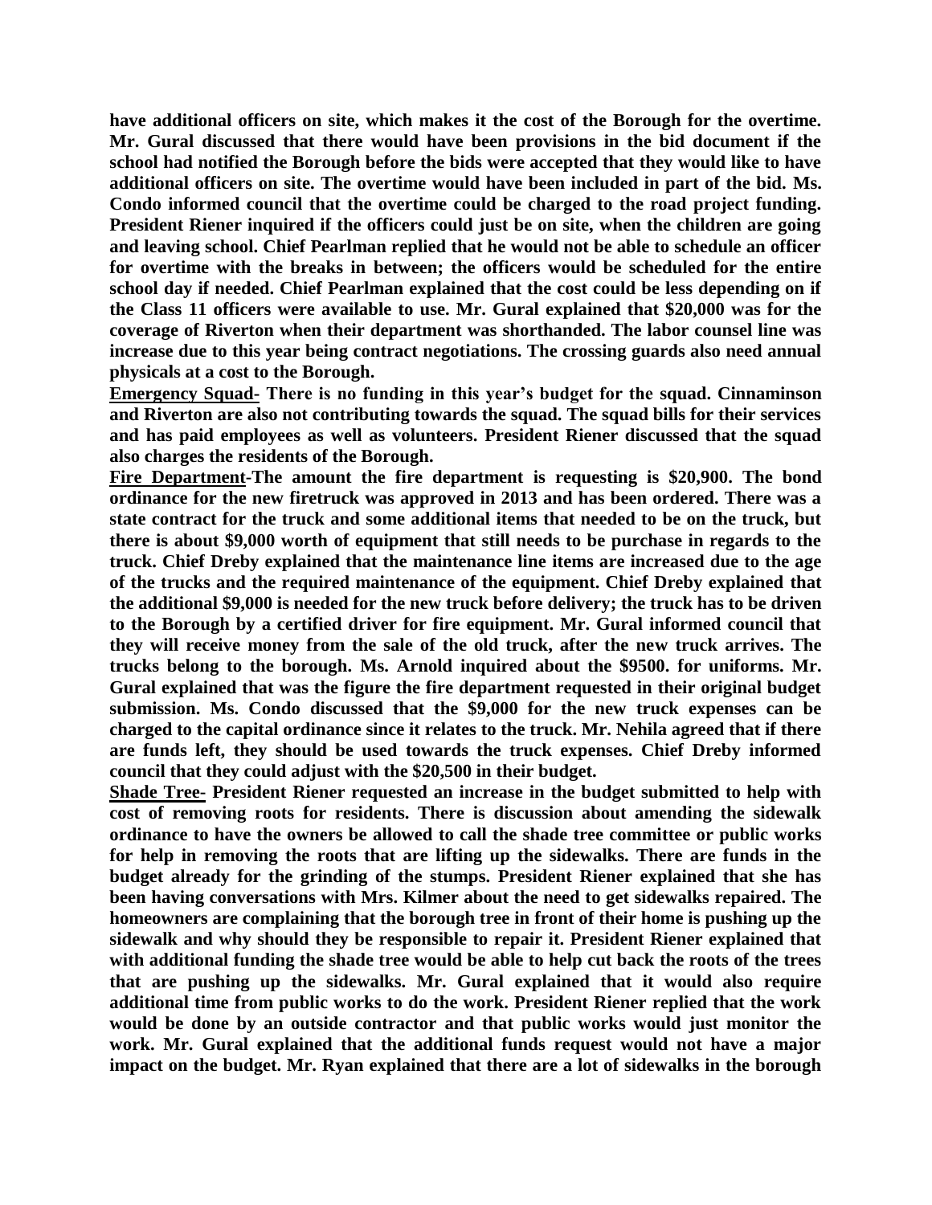**have additional officers on site, which makes it the cost of the Borough for the overtime. Mr. Gural discussed that there would have been provisions in the bid document if the school had notified the Borough before the bids were accepted that they would like to have additional officers on site. The overtime would have been included in part of the bid. Ms. Condo informed council that the overtime could be charged to the road project funding. President Riener inquired if the officers could just be on site, when the children are going and leaving school. Chief Pearlman replied that he would not be able to schedule an officer for overtime with the breaks in between; the officers would be scheduled for the entire school day if needed. Chief Pearlman explained that the cost could be less depending on if the Class 11 officers were available to use. Mr. Gural explained that $20,000 was for the coverage of Riverton when their department was shorthanded. The labor counsel line was increase due to this year being contract negotiations. The crossing guards also need annual physicals at a cost to the Borough.**

**<u>Emergency Squad-</u> There is no funding in this year's budget for the squad. Cinnaminson and Riverton are also not contributing towards the squad. The squad bills for their services and has paid employees as well as volunteers. President Riener discussed that the squad also charges the residents of the Borough.**

**<u>Fire Department</u>-The amount the fire department is requesting is $20,900. The bond ordinance for the new firetruck was approved in 2013 and has been ordered. There was a state contract for the truck and some additional items that needed to be on the truck, but there is about $9,000 worth of equipment that still needs to be purchase in regards to the truck. Chief Dreby explained that the maintenance line items are increased due to the age of the trucks and the required maintenance of the equipment. Chief Dreby explained that the additional $9,000 is needed for the new truck before delivery; the truck has to be driven to the Borough by a certified driver for fire equipment. Mr. Gural informed council that they will receive money from the sale of the old truck, after the new truck arrives. The trucks belong to the borough. Ms. Arnold inquired about the $9500. for uniforms. Mr. Gural explained that was the figure the fire department requested in their original budget submission. Ms. Condo discussed that the $9,000 for the new truck expenses can be charged to the capital ordinance since it relates to the truck. Mr. Nehila agreed that if there are funds left, they should be used towards the truck expenses. Chief Dreby informed council that they could adjust with the $20,500 in their budget.**

**<u>Shade Tree-</u> President Riener requested an increase in the budget submitted to help with cost of removing roots for residents. There is discussion about amending the sidewalk ordinance to have the owners be allowed to call the shade tree committee or public works for help in removing the roots that are lifting up the sidewalks. There are funds in the budget already for the grinding of the stumps. President Riener explained that she has been having conversations with Mrs. Kilmer about the need to get sidewalks repaired. The homeowners are complaining that the borough tree in front of their home is pushing up the sidewalk and why should they be responsible to repair it. President Riener explained that with additional funding the shade tree would be able to help cut back the roots of the trees that are pushing up the sidewalks. Mr. Gural explained that it would also require additional time from public works to do the work. President Riener replied that the work would be done by an outside contractor and that public works would just monitor the work. Mr. Gural explained that the additional funds request would not have a major impact on the budget. Mr. Ryan explained that there are a lot of sidewalks in the borough**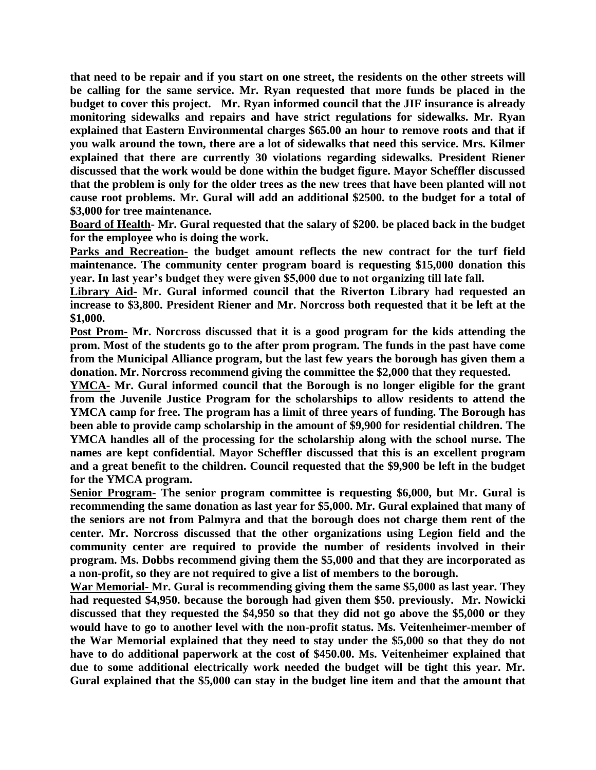**that need to be repair and if you start on one street, the residents on the other streets will be calling for the same service. Mr. Ryan requested that more funds be placed in the budget to cover this project. Mr. Ryan informed council that the JIF insurance is already monitoring sidewalks and repairs and have strict regulations for sidewalks. Mr. Ryan explained that Eastern Environmental charges $65.00 an hour to remove roots and that if you walk around the town, there are a lot of sidewalks that need this service. Mrs. Kilmer explained that there are currently 30 violations regarding sidewalks. President Riener discussed that the work would be done within the budget figure. Mayor Scheffler discussed that the problem is only for the older trees as the new trees that have been planted will not cause root problems. Mr. Gural will add an additional $2500. to the budget for a total of $3,000 for tree maintenance.**

**<u>Board of Health</u>- Mr. Gural requested that the salary of $200. be placed back in the budget for the employee who is doing the work.**

**<u>Parks and Recreation</u>- the budget amount reflects the new contract for the turf field maintenance. The community center program board is requesting $15,000 donation this year. In last year's budget they were given $5,000 due to not organizing till late fall.**

**<u>Library Aid</u>- Mr. Gural informed council that the Riverton Library had requested an increase to $3,800. President Riener and Mr. Norcross both requested that it be left at the $1,000.**

**<u>Post Prom</u>- Mr. Norcross discussed that it is a good program for the kids attending the prom. Most of the students go to the after prom program. The funds in the past have come from the Municipal Alliance program, but the last few years the borough has given them a donation. Mr. Norcross recommend giving the committee the $2,000 that they requested.**

**<u>YMCA</u>- Mr. Gural informed council that the Borough is no longer eligible for the grant from the Juvenile Justice Program for the scholarships to allow residents to attend the YMCA camp for free. The program has a limit of three years of funding. The Borough has been able to provide camp scholarship in the amount of $9,900 for residential children. The YMCA handles all of the processing for the scholarship along with the school nurse. The names are kept confidential. Mayor Scheffler discussed that this is an excellent program and a great benefit to the children. Council requested that the $9,900 be left in the budget for the YMCA program.**

**<u>Senior Program</u>- The senior program committee is requesting $6,000, but Mr. Gural is recommending the same donation as last year for $5,000. Mr. Gural explained that many of the seniors are not from Palmyra and that the borough does not charge them rent of the center. Mr. Norcross discussed that the other organizations using Legion field and the community center are required to provide the number of residents involved in their program. Ms. Dobbs recommend giving them the $5,000 and that they are incorporated as a non-profit, so they are not required to give a list of members to the borough.**

**<u>War Memorial</u>- Mr. Gural is recommending giving them the same $5,000 as last year. They had requested $4,950. because the borough had given them $50. previously. Mr. Nowicki discussed that they requested the $4,950 so that they did not go above the $5,000 or they would have to go to another level with the non-profit status. Ms. Veitenheimer-member of the War Memorial explained that they need to stay under the $5,000 so that they do not have to do additional paperwork at the cost of $450.00. Ms. Veitenheimer explained that due to some additional electrically work needed the budget will be tight this year. Mr. Gural explained that the $5,000 can stay in the budget line item and that the amount that**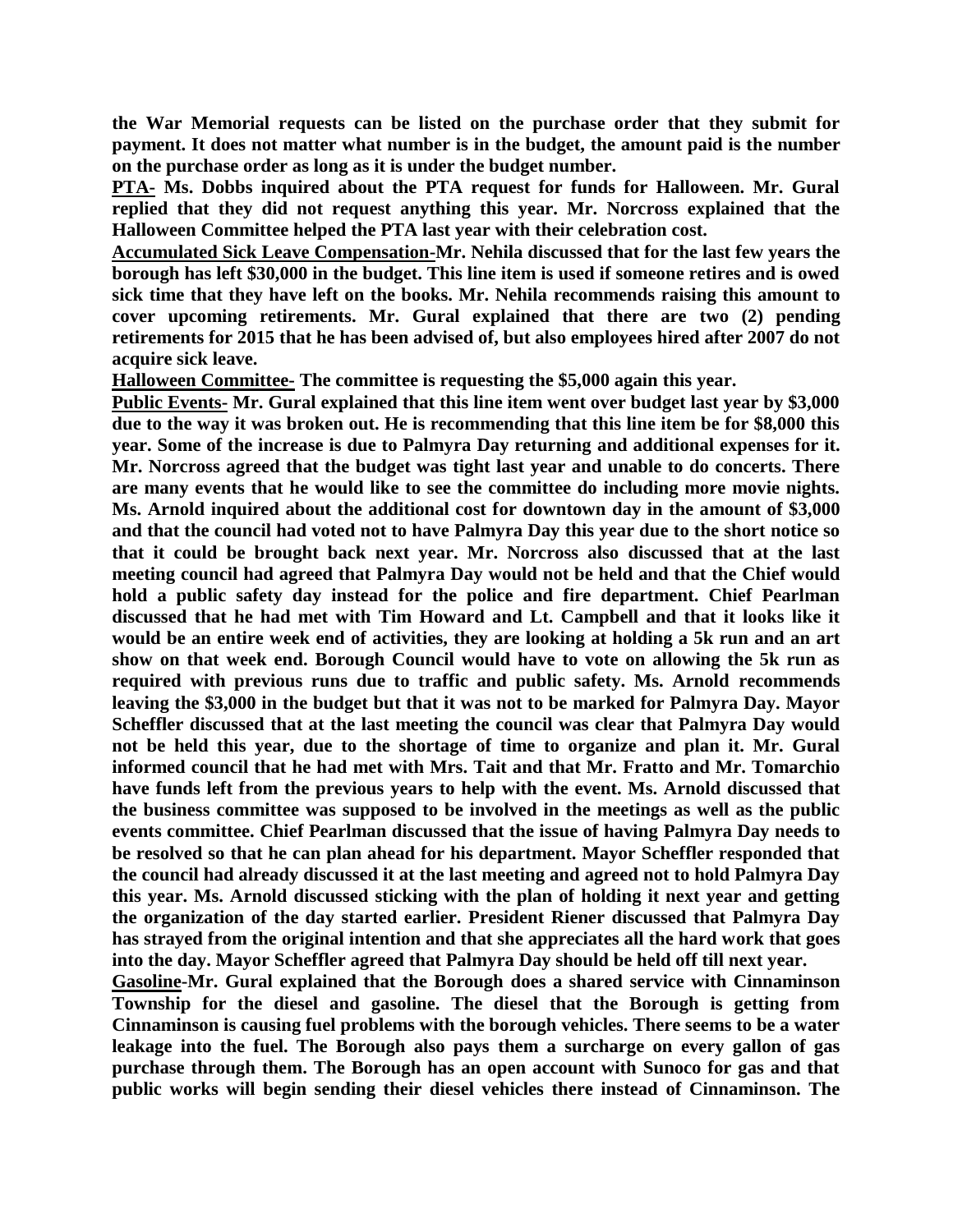**the War Memorial requests can be listed on the purchase order that they submit for payment. It does not matter what number is in the budget, the amount paid is the number on the purchase order as long as it is under the budget number.**

**<u>PTA-</u> Ms. Dobbs inquired about the PTA request for funds for Halloween. Mr. Gural replied that they did not request anything this year. Mr. Norcross explained that the Halloween Committee helped the PTA last year with their celebration cost.**

**<u>Accumulated Sick Leave Compensation</u>-Mr. Nehila discussed that for the last few years the borough has left $30,000 in the budget. This line item is used if someone retires and is owed sick time that they have left on the books. Mr. Nehila recommends raising this amount to cover upcoming retirements. Mr. Gural explained that there are two (2) pending retirements for 2015 that he has been advised of, but also employees hired after 2007 do not acquire sick leave.**

**<u>Halloween Committee-</u> The committee is requesting the $5,000 again this year.**

**<u>Public Events-</u> Mr. Gural explained that this line item went over budget last year by $3,000 due to the way it was broken out. He is recommending that this line item be for $8,000 this year. Some of the increase is due to Palmyra Day returning and additional expenses for it. Mr. Norcross agreed that the budget was tight last year and unable to do concerts. There are many events that he would like to see the committee do including more movie nights. Ms. Arnold inquired about the additional cost for downtown day in the amount of $3,000 and that the council had voted not to have Palmyra Day this year due to the short notice so that it could be brought back next year. Mr. Norcross also discussed that at the last meeting council had agreed that Palmyra Day would not be held and that the Chief would hold a public safety day instead for the police and fire department. Chief Pearlman discussed that he had met with Tim Howard and Lt. Campbell and that it looks like it would be an entire week end of activities, they are looking at holding a 5k run and an art show on that week end. Borough Council would have to vote on allowing the 5k run as required with previous runs due to traffic and public safety. Ms. Arnold recommends leaving the $3,000 in the budget but that it was not to be marked for Palmyra Day. Mayor Scheffler discussed that at the last meeting the council was clear that Palmyra Day would not be held this year, due to the shortage of time to organize and plan it. Mr. Gural informed council that he had met with Mrs. Tait and that Mr. Fratto and Mr. Tomarchio have funds left from the previous years to help with the event. Ms. Arnold discussed that the business committee was supposed to be involved in the meetings as well as the public events committee. Chief Pearlman discussed that the issue of having Palmyra Day needs to be resolved so that he can plan ahead for his department. Mayor Scheffler responded that the council had already discussed it at the last meeting and agreed not to hold Palmyra Day this year. Ms. Arnold discussed sticking with the plan of holding it next year and getting the organization of the day started earlier. President Riener discussed that Palmyra Day has strayed from the original intention and that she appreciates all the hard work that goes into the day. Mayor Scheffler agreed that Palmyra Day should be held off till next year.**

**<u>Gasoline</u>-Mr. Gural explained that the Borough does a shared service with Cinnaminson Township for the diesel and gasoline. The diesel that the Borough is getting from Cinnaminson is causing fuel problems with the borough vehicles. There seems to be a water leakage into the fuel. The Borough also pays them a surcharge on every gallon of gas purchase through them. The Borough has an open account with Sunoco for gas and that public works will begin sending their diesel vehicles there instead of Cinnaminson. The**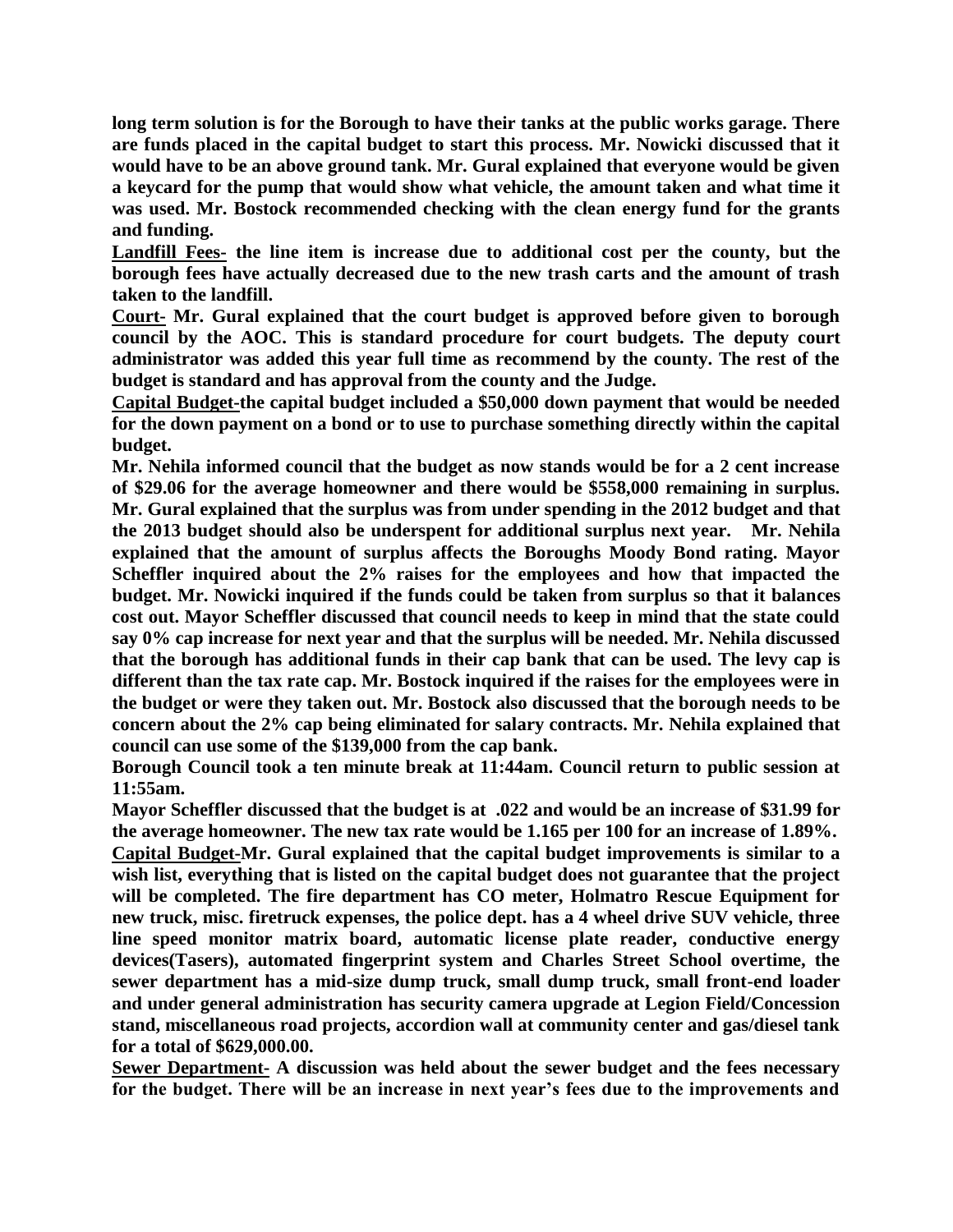**long term solution is for the Borough to have their tanks at the public works garage. There are funds placed in the capital budget to start this process. Mr. Nowicki discussed that it would have to be an above ground tank. Mr. Gural explained that everyone would be given a keycard for the pump that would show what vehicle, the amount taken and what time it was used. Mr. Bostock recommended checking with the clean energy fund for the grants and funding.**

**<u>Landfill Fees-</u> the line item is increase due to additional cost per the county, but the borough fees have actually decreased due to the new trash carts and the amount of trash taken to the landfill.**

**<u>Court-</u> Mr. Gural explained that the court budget is approved before given to borough council by the AOC. This is standard procedure for court budgets. The deputy court administrator was added this year full time as recommend by the county. The rest of the budget is standard and has approval from the county and the Judge.**

**<u>Capital Budget-</u>the capital budget included a $50,000 down payment that would be needed for the down payment on a bond or to use to purchase something directly within the capital budget.**

**Mr. Nehila informed council that the budget as now stands would be for a 2 cent increase of $29.06 for the average homeowner and there would be $558,000 remaining in surplus. Mr. Gural explained that the surplus was from under spending in the 2012 budget and that the 2013 budget should also be underspent for additional surplus next year. Mr. Nehila explained that the amount of surplus affects the Boroughs Moody Bond rating. Mayor Scheffler inquired about the 2% raises for the employees and how that impacted the budget. Mr. Nowicki inquired if the funds could be taken from surplus so that it balances cost out. Mayor Scheffler discussed that council needs to keep in mind that the state could say 0% cap increase for next year and that the surplus will be needed. Mr. Nehila discussed that the borough has additional funds in their cap bank that can be used. The levy cap is different than the tax rate cap. Mr. Bostock inquired if the raises for the employees were in the budget or were they taken out. Mr. Bostock also discussed that the borough needs to be concern about the 2% cap being eliminated for salary contracts. Mr. Nehila explained that council can use some of the $139,000 from the cap bank.**

**Borough Council took a ten minute break at 11:44am. Council return to public session at 11:55am.**

**Mayor Scheffler discussed that the budget is at .022 and would be an increase of $31.99 for the average homeowner. The new tax rate would be 1.165 per 100 for an increase of 1.89%.**

**<u>Capital Budget-</u>Mr. Gural explained that the capital budget improvements is similar to a wish list, everything that is listed on the capital budget does not guarantee that the project will be completed. The fire department has CO meter, Holmatro Rescue Equipment for new truck, misc. firetruck expenses, the police dept. has a 4 wheel drive SUV vehicle, three line speed monitor matrix board, automatic license plate reader, conductive energy devices(Tasers), automated fingerprint system and Charles Street School overtime, the sewer department has a mid-size dump truck, small dump truck, small front-end loader and under general administration has security camera upgrade at Legion Field/Concession stand, miscellaneous road projects, accordion wall at community center and gas/diesel tank for a total of $629,000.00.**

**<u>Sewer Department-</u> A discussion was held about the sewer budget and the fees necessary for the budget. There will be an increase in next year's fees due to the improvements and**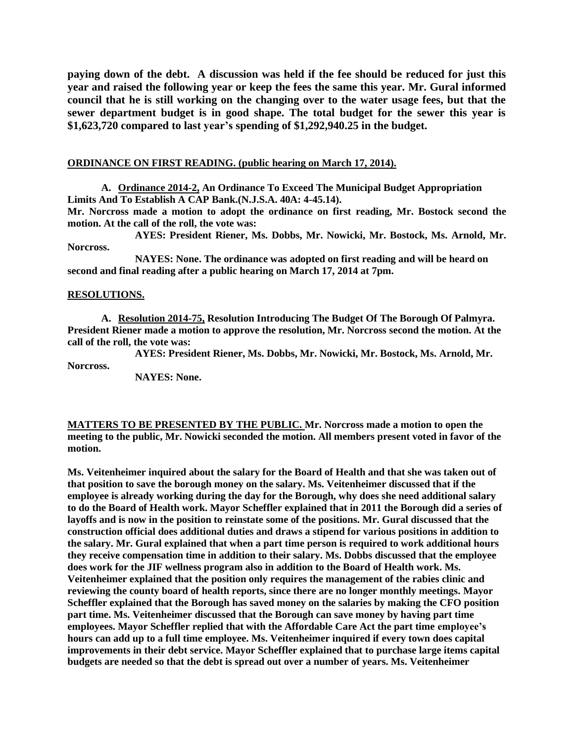**paying down of the debt. A discussion was held if the fee should be reduced for just this year and raised the following year or keep the fees the same this year. Mr. Gural informed council that he is still working on the changing over to the water usage fees, but that the sewer department budget is in good shape. The total budget for the sewer this year is $1,623,720 compared to last year's spending of $1,292,940.25 in the budget.**

**ORDINANCE ON FIRST READING. (public hearing on March 17, 2014).**

**A. Ordinance 2014-2, An Ordinance To Exceed The Municipal Budget Appropriation Limits And To Establish A CAP Bank.(N.J.S.A. 40A: 4-45.14).**

**Mr. Norcross made a motion to adopt the ordinance on first reading, Mr. Bostock second the motion. At the call of the roll, the vote was:**

**AYES: President Riener, Ms. Dobbs, Mr. Nowicki, Mr. Bostock, Ms. Arnold, Mr. Norcross.**

**NAYES: None. The ordinance was adopted on first reading and will be heard on second and final reading after a public hearing on March 17, 2014 at 7pm.**

**RESOLUTIONS.**

**A. Resolution 2014-75, Resolution Introducing The Budget Of The Borough Of Palmyra. President Riener made a motion to approve the resolution, Mr. Norcross second the motion. At the call of the roll, the vote was:**

**AYES: President Riener, Ms. Dobbs, Mr. Nowicki, Mr. Bostock, Ms. Arnold, Mr. Norcross.**

**NAYES: None.**

**MATTERS TO BE PRESENTED BY THE PUBLIC. Mr. Norcross made a motion to open the meeting to the public, Mr. Nowicki seconded the motion. All members present voted in favor of the motion.**

**Ms. Veitenheimer inquired about the salary for the Board of Health and that she was taken out of that position to save the borough money on the salary. Ms. Veitenheimer discussed that if the employee is already working during the day for the Borough, why does she need additional salary to do the Board of Health work. Mayor Scheffler explained that in 2011 the Borough did a series of layoffs and is now in the position to reinstate some of the positions. Mr. Gural discussed that the construction official does additional duties and draws a stipend for various positions in addition to the salary. Mr. Gural explained that when a part time person is required to work additional hours they receive compensation time in addition to their salary. Ms. Dobbs discussed that the employee does work for the JIF wellness program also in addition to the Board of Health work. Ms. Veitenheimer explained that the position only requires the management of the rabies clinic and reviewing the county board of health reports, since there are no longer monthly meetings. Mayor Scheffler explained that the Borough has saved money on the salaries by making the CFO position part time. Ms. Veitenheimer discussed that the Borough can save money by having part time employees. Mayor Scheffler replied that with the Affordable Care Act the part time employee's hours can add up to a full time employee. Ms. Veitenheimer inquired if every town does capital improvements in their debt service. Mayor Scheffler explained that to purchase large items capital budgets are needed so that the debt is spread out over a number of years. Ms. Veitenheimer**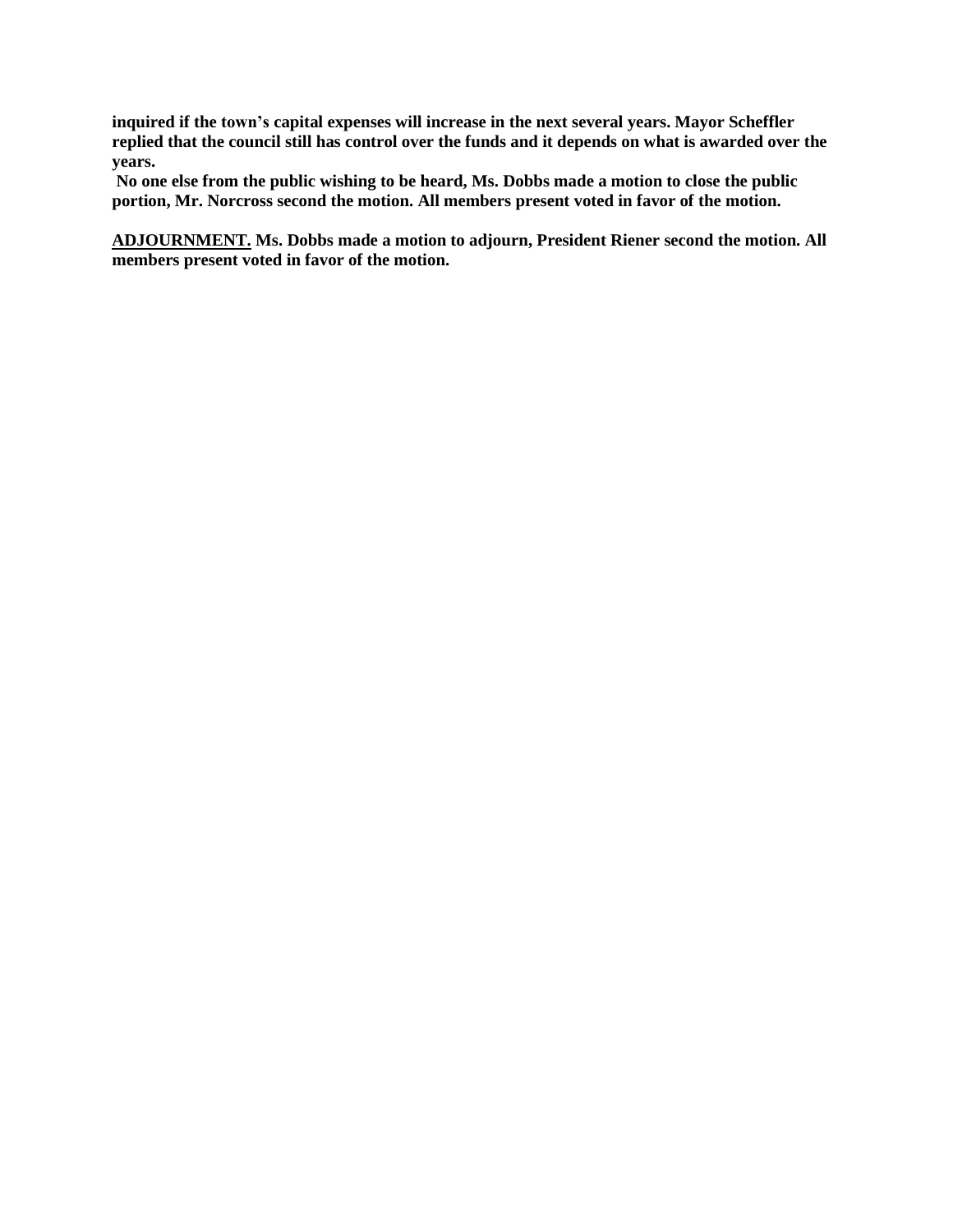**inquired if the town's capital expenses will increase in the next several years. Mayor Scheffler replied that the council still has control over the funds and it depends on what is awarded over the years.**

**No one else from the public wishing to be heard, Ms. Dobbs made a motion to close the public portion, Mr. Norcross second the motion. All members present voted in favor of the motion.**

**<u>ADJOURNMENT.</u> Ms. Dobbs made a motion to adjourn, President Riener second the motion. All members present voted in favor of the motion.**